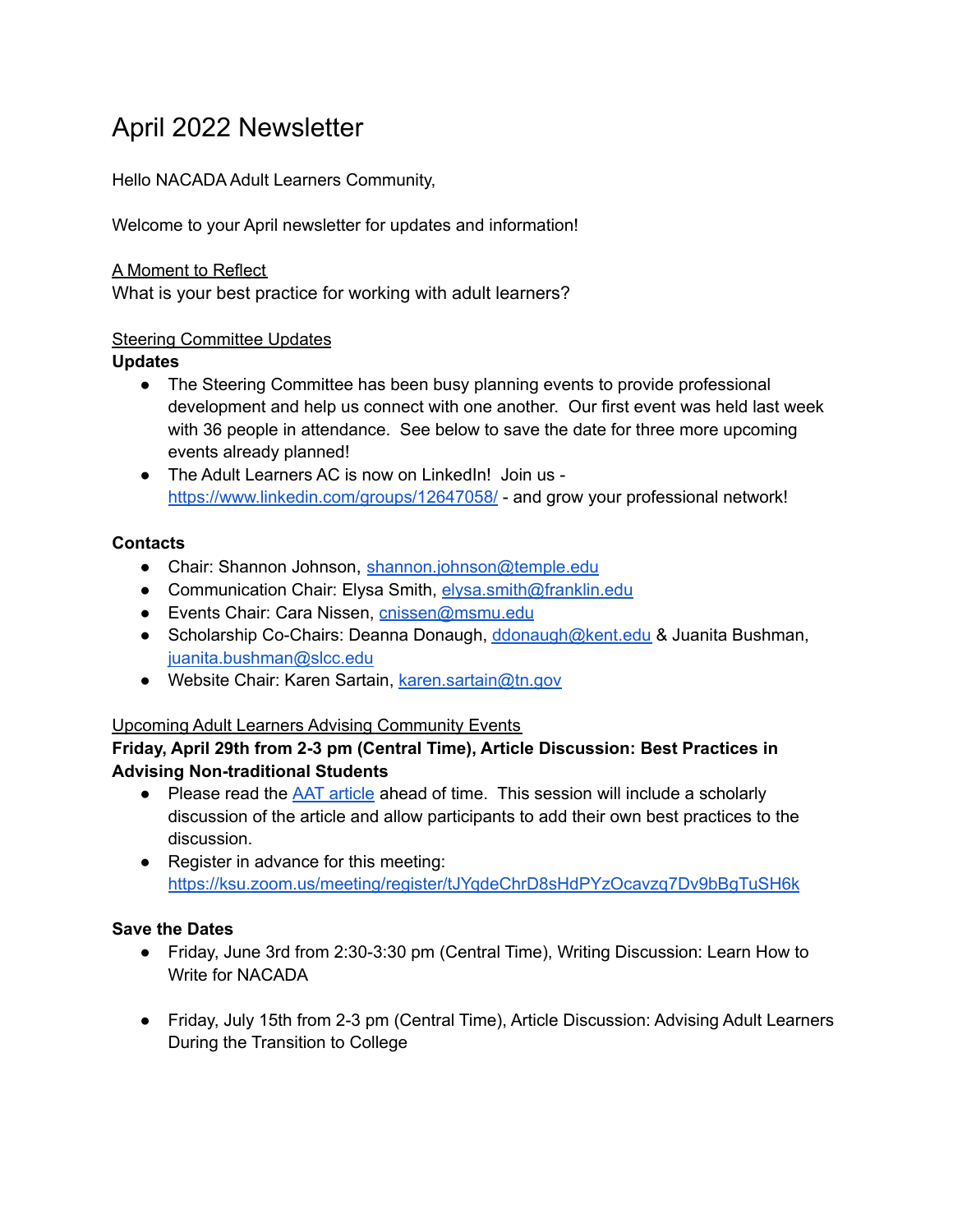# April 2022 Newsletter

Hello NACADA Adult Learners Community,

Welcome to your April newsletter for updates and information!

A Moment to Reflect

What is your best practice for working with adult learners?

Steering Committee Updates

**Updates**

- The Steering Committee has been busy planning events to provide professional development and help us connect with one another. Our first event was held last week with 36 people in attendance. See below to save the date for three more upcoming events already planned!
- The Adult Learners AC is now on LinkedIn! Join us - https://www.linkedin.com/groups/12647058/ - and grow your professional network!

**Contacts**

- Chair: Shannon Johnson, shannon.johnson@temple.edu
- Communication Chair: Elysa Smith, elysa.smith@franklin.edu
- Events Chair: Cara Nissen, cnissen@msmu.edu
- Scholarship Co-Chairs: Deanna Donaugh, ddonaugh@kent.edu & Juanita Bushman, juanita.bushman@slcc.edu
- Website Chair: Karen Sartain, karen.sartain@tn.gov

Upcoming Adult Learners Advising Community Events

**Friday, April 29th from 2-3 pm (Central Time), Article Discussion: Best Practices in Advising Non-traditional Students**

- Please read the AAT article ahead of time. This session will include a scholarly discussion of the article and allow participants to add their own best practices to the discussion.
- Register in advance for this meeting: https://ksu.zoom.us/meeting/register/tJYqdeChrD8sHdPYzOcavzq7Dv9bBgTuSH6k

**Save the Dates**

- Friday, June 3rd from 2:30-3:30 pm (Central Time), Writing Discussion: Learn How to Write for NACADA
- Friday, July 15th from 2-3 pm (Central Time), Article Discussion: Advising Adult Learners During the Transition to College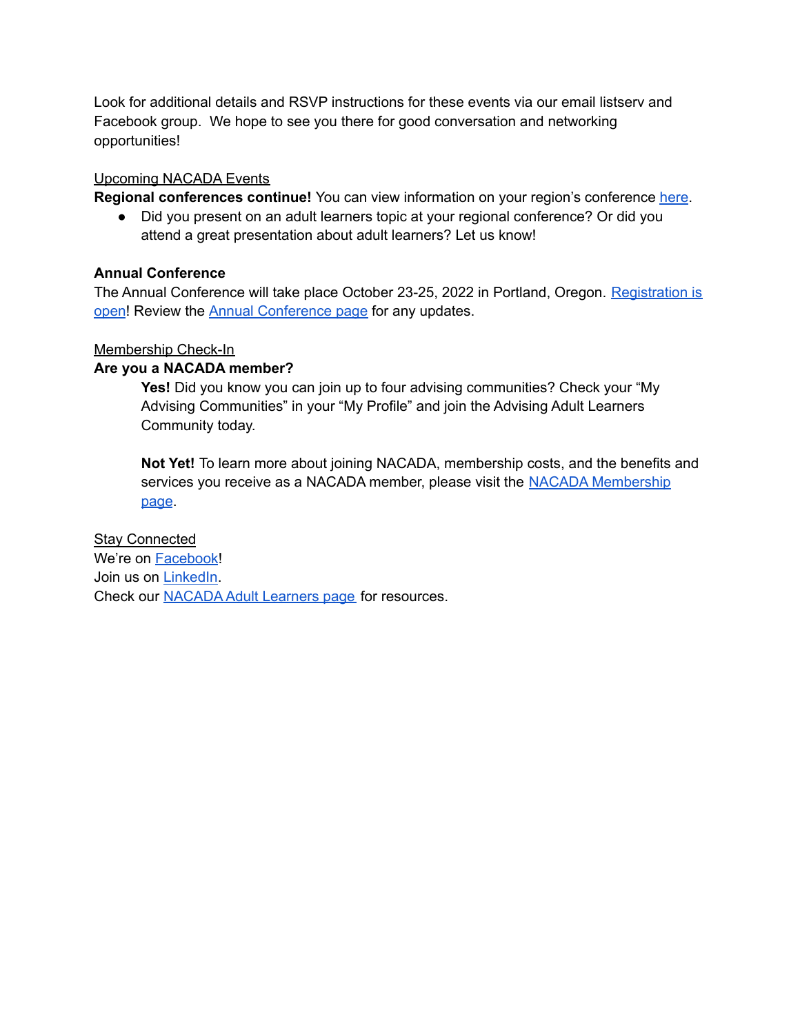Look for additional details and RSVP instructions for these events via our email listserv and Facebook group. We hope to see you there for good conversation and networking opportunities!

Upcoming NACADA Events

**Regional conferences continue!** You can view information on your region's conference here.

- Did you present on an adult learners topic at your regional conference? Or did you attend a great presentation about adult learners? Let us know!

**Annual Conference**

The Annual Conference will take place October 23-25, 2022 in Portland, Oregon. Registration is open! Review the Annual Conference page for any updates.

Membership Check-In

**Are you a NACADA member?**

> **Yes!** Did you know you can join up to four advising communities? Check your "My Advising Communities" in your "My Profile" and join the Advising Adult Learners Community today.
>
> **Not Yet!** To learn more about joining NACADA, membership costs, and the benefits and services you receive as a NACADA member, please visit the NACADA Membership page.

Stay Connected

We're on Facebook!

Join us on LinkedIn.

Check our NACADA Adult Learners page for resources.